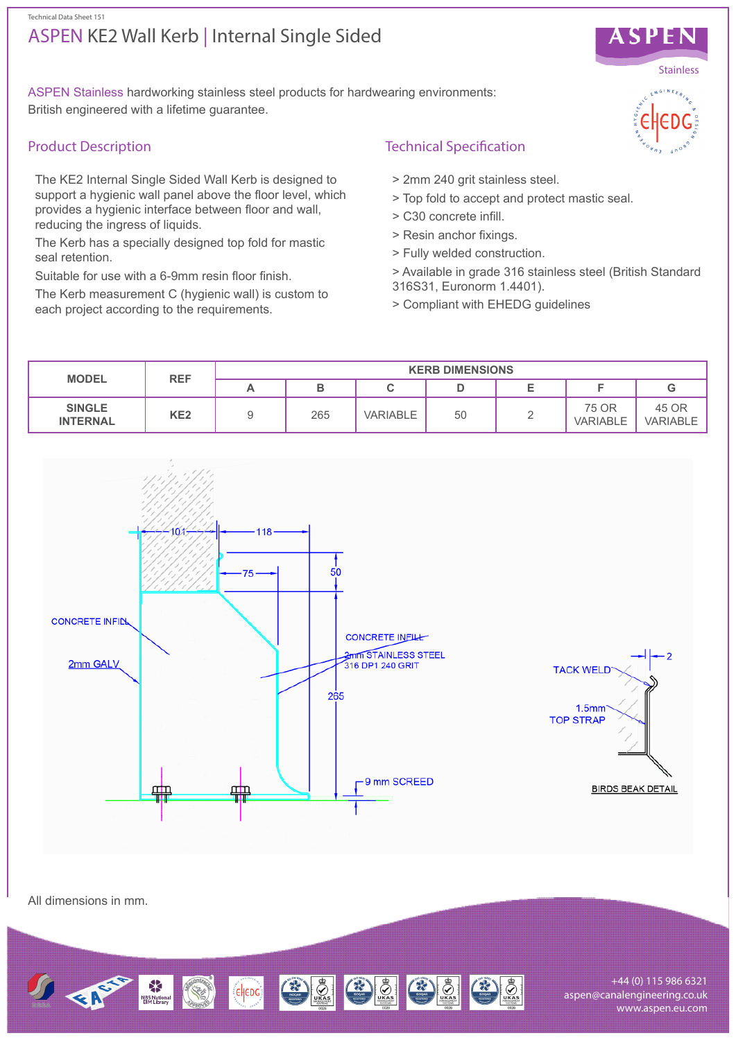Technical Data Sheet 151

# ASPEN KE2 Wall Kerb | Internal Single Sided

ASPEN Stainless hardworking stainless steel products for hardwearing environments: British engineered with a lifetime guarantee.

## Product Description

The KE2 Internal Single Sided Wall Kerb is designed to support a hygienic wall panel above the floor level, which provides a hygienic interface between floor and wall, reducing the ingress of liquids.

The Kerb has a specially designed top fold for mastic seal retention.

Suitable for use with a 6-9mm resin floor finish.

The Kerb measurement C (hygienic wall) is custom to each project according to the requirements.

## Technical Specification

> 2mm 240 grit stainless steel.

> Top fold to accept and protect mastic seal.

> C30 concrete infill.

> Resin anchor fixings.

> Fully welded construction.

> Available in grade 316 stainless steel (British Standard 316S31, Euronorm 1.4401).

> Compliant with EHEDG guidelines

| MODEL | REF | KERB DIMENSIONS | | | | | | |
|---|---|---|---|---|---|---|---|---|
| | | A | B | C | D | E | F | G |
| **SINGLE INTERNAL** | **KE2** | 9 | 265 | VARIABLE | 50 | 2 | 75 OR VARIABLE | 45 OR VARIABLE |

CONCRETE INFILL
2mm GALV
101
118
75
50
CONCRETE INFILL
2mm STAINLESS STEEL 316 DP1 240 GRIT
265
9 mm SCREED
TACK WELD
2
1.5mm TOP STRAP
BIRDS BEAK DETAIL

All dimensions in mm.

+44 (0) 115 986 6321
aspen@canalengineering.co.uk
www.aspen.eu.com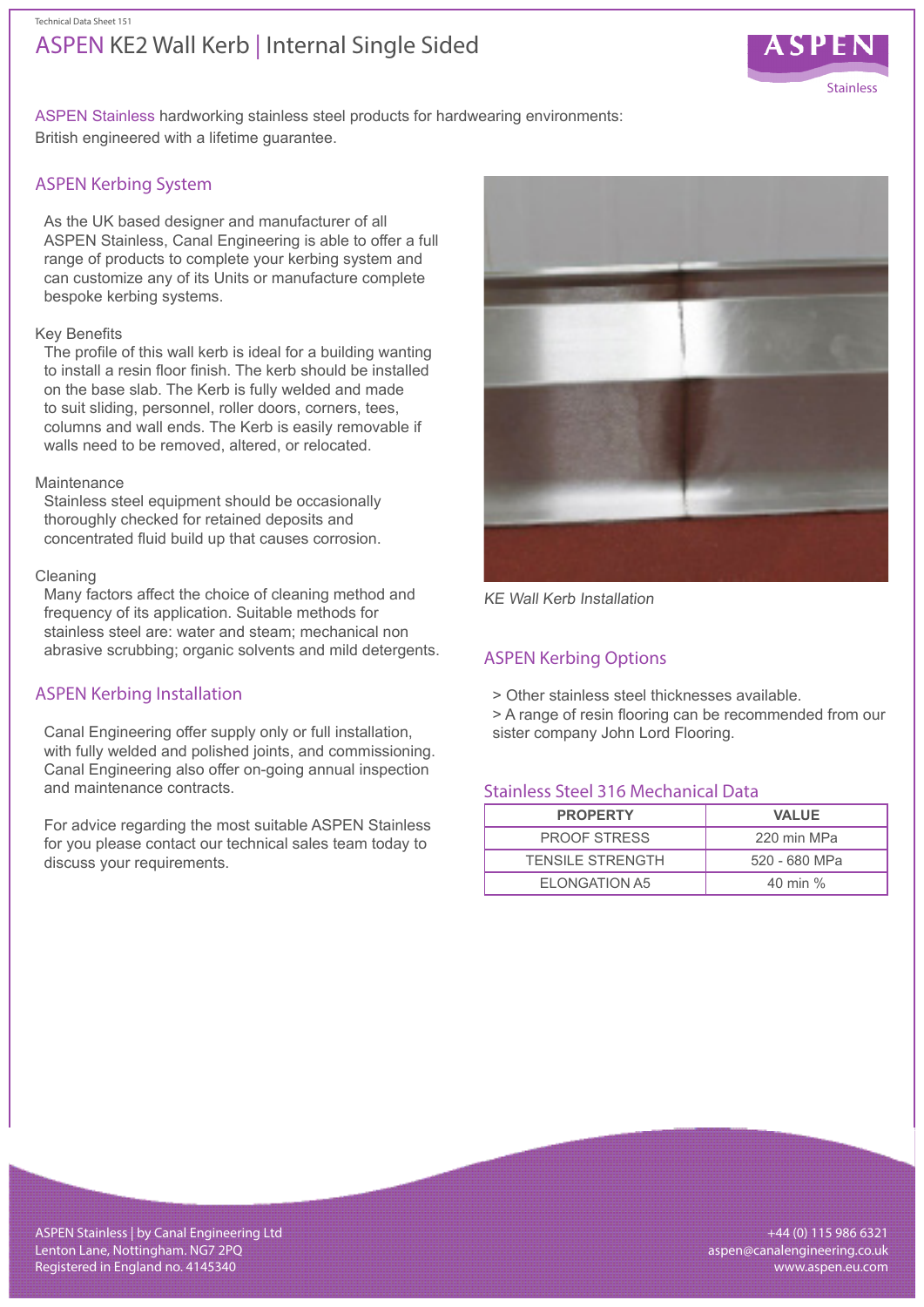Technical Data Sheet 151

# ASPEN KE2 Wall Kerb | Internal Single Sided

ASPEN Stainless hardworking stainless steel products for hardwearing environments: British engineered with a lifetime guarantee.

## ASPEN Kerbing System

As the UK based designer and manufacturer of all ASPEN Stainless, Canal Engineering is able to offer a full range of products to complete your kerbing system and can customize any of its Units or manufacture complete bespoke kerbing systems.

### Key Benefits

The profile of this wall kerb is ideal for a building wanting to install a resin floor finish. The kerb should be installed on the base slab. The Kerb is fully welded and made to suit sliding, personnel, roller doors, corners, tees, columns and wall ends. The Kerb is easily removable if walls need to be removed, altered, or relocated.

### Maintenance

Stainless steel equipment should be occasionally thoroughly checked for retained deposits and concentrated fluid build up that causes corrosion.

### Cleaning

Many factors affect the choice of cleaning method and frequency of its application. Suitable methods for stainless steel are: water and steam; mechanical non abrasive scrubbing; organic solvents and mild detergents.

## ASPEN Kerbing Installation

Canal Engineering offer supply only or full installation, with fully welded and polished joints, and commissioning. Canal Engineering also offer on-going annual inspection and maintenance contracts.

For advice regarding the most suitable ASPEN Stainless for you please contact our technical sales team today to discuss your requirements.

*KE Wall Kerb Installation*

## ASPEN Kerbing Options

> Other stainless steel thicknesses available.
> A range of resin flooring can be recommended from our sister company John Lord Flooring.

## Stainless Steel 316 Mechanical Data

| PROPERTY | VALUE |
|---|---|
| PROOF STRESS | 220 min MPa |
| TENSILE STRENGTH | 520 - 680 MPa |
| ELONGATION A5 | 40 min % |

ASPEN Stainless | by Canal Engineering Ltd
Lenton Lane, Nottingham. NG7 2PQ
Registered in England no. 4145340

+44 (0) 115 986 6321
aspen@canalengineering.co.uk
www.aspen.eu.com